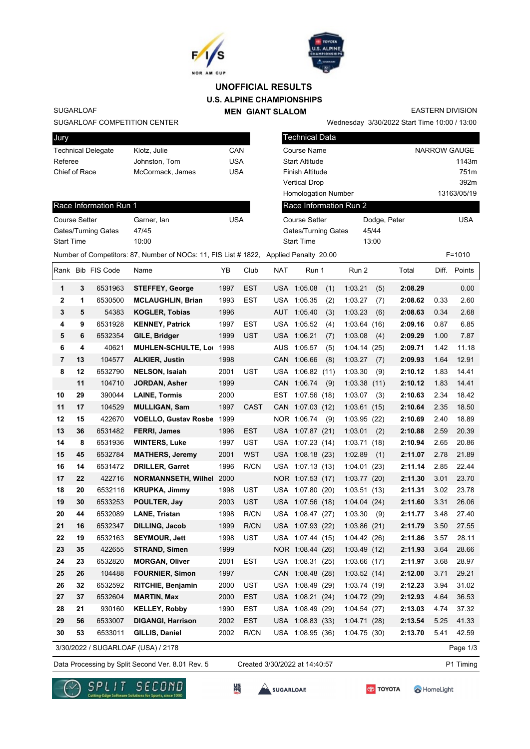# UNOFFICIAL RESULTS

## U.S. ALPINE CHAMPIONSHIPS

## MEN GIANT SLALOM

SUGARLOAF | EASTERN DIVISION

SUGARLOAF COMPETITION CENTER | Wednesday 3/30/2022 Start Time 10:00 / 13:00

| Jury | | |
|---|---|---|
| Technical Delegate | Klotz, Julie | CAN |
| Referee | Johnston, Tom | USA |
| Chief of Race | McCormack, James | USA |

| Technical Data | |
|---|---|
| Course Name | NARROW GAUGE |
| Start Altitude | 1143m |
| Finish Altitude | 751m |
| Vertical Drop | 392m |
| Homologation Number | 13163/05/19 |

| Race Information Run 1 | | |
|---|---|---|
| Course Setter | Garner, Ian | USA |
| Gates/Turning Gates | 47/45 | |
| Start Time | 10:00 | |

| Race Information Run 2 | | |
|---|---|---|
| Course Setter | Dodge, Peter | USA |
| Gates/Turning Gates | 45/44 | |
| Start Time | 13:00 | |

Number of Competitors: 87, Number of NOCs: 11, FIS List # 1822, Applied Penalty 20.00 F=1010

| Rank | Bib | FIS Code | Name | YB | Club | NAT | Run 1 | Run 2 | Total | Diff. | Points |
|---|---|---|---|---|---|---|---|---|---|---|---|
| 1 | 3 | 6531963 | STEFFEY, George | 1997 | EST | USA | 1:05.08 (1) | 1:03.21 (5) | 2:08.29 | | 0.00 |
| 2 | 1 | 6530500 | MCLAUGHLIN, Brian | 1993 | EST | USA | 1:05.35 (2) | 1:03.27 (7) | 2:08.62 | 0.33 | 2.60 |
| 3 | 5 | 54383 | KOGLER, Tobias | 1996 | | AUT | 1:05.40 (3) | 1:03.23 (6) | 2:08.63 | 0.34 | 2.68 |
| 4 | 9 | 6531928 | KENNEY, Patrick | 1997 | EST | USA | 1:05.52 (4) | 1:03.64 (16) | 2:09.16 | 0.87 | 6.85 |
| 5 | 6 | 6532354 | GILE, Bridger | 1999 | UST | USA | 1:06.21 (7) | 1:03.08 (4) | 2:09.29 | 1.00 | 7.87 |
| 6 | 4 | 40621 | MUHLEN-SCHULTE, Lo | 1998 | | AUS | 1:05.57 (5) | 1:04.14 (25) | 2:09.71 | 1.42 | 11.18 |
| 7 | 13 | 104577 | ALKIER, Justin | 1998 | | CAN | 1:06.66 (8) | 1:03.27 (7) | 2:09.93 | 1.64 | 12.91 |
| 8 | 12 | 6532790 | NELSON, Isaiah | 2001 | UST | USA | 1:06.82 (11) | 1:03.30 (9) | 2:10.12 | 1.83 | 14.41 |
| | 11 | 104710 | JORDAN, Asher | 1999 | | CAN | 1:06.74 (9) | 1:03.38 (11) | 2:10.12 | 1.83 | 14.41 |
| 10 | 29 | 390044 | LAINE, Tormis | 2000 | | EST | 1:07.56 (18) | 1:03.07 (3) | 2:10.63 | 2.34 | 18.42 |
| 11 | 17 | 104529 | MULLIGAN, Sam | 1997 | CAST | CAN | 1:07.03 (12) | 1:03.61 (15) | 2:10.64 | 2.35 | 18.50 |
| 12 | 15 | 422670 | VOELLO, Gustav Rosbe | 1999 | | NOR | 1:06.74 (9) | 1:03.95 (22) | 2:10.69 | 2.40 | 18.89 |
| 13 | 36 | 6531482 | FERRI, James | 1996 | EST | USA | 1:07.87 (21) | 1:03.01 (2) | 2:10.88 | 2.59 | 20.39 |
| 14 | 8 | 6531936 | WINTERS, Luke | 1997 | UST | USA | 1:07.23 (14) | 1:03.71 (18) | 2:10.94 | 2.65 | 20.86 |
| 15 | 45 | 6532784 | MATHERS, Jeremy | 2001 | WST | USA | 1:08.18 (23) | 1:02.89 (1) | 2:11.07 | 2.78 | 21.89 |
| 16 | 14 | 6531472 | DRILLER, Garret | 1996 | R/CN | USA | 1:07.13 (13) | 1:04.01 (23) | 2:11.14 | 2.85 | 22.44 |
| 17 | 22 | 422716 | NORMANNSETH, Wilhel | 2000 | | NOR | 1:07.53 (17) | 1:03.77 (20) | 2:11.30 | 3.01 | 23.70 |
| 18 | 20 | 6532116 | KRUPKA, Jimmy | 1998 | UST | USA | 1:07.80 (20) | 1:03.51 (13) | 2:11.31 | 3.02 | 23.78 |
| 19 | 30 | 6533253 | POULTER, Jay | 2003 | UST | USA | 1:07.56 (18) | 1:04.04 (24) | 2:11.60 | 3.31 | 26.06 |
| 20 | 44 | 6532089 | LANE, Tristan | 1998 | R/CN | USA | 1:08.47 (27) | 1:03.30 (9) | 2:11.77 | 3.48 | 27.40 |
| 21 | 16 | 6532347 | DILLING, Jacob | 1999 | R/CN | USA | 1:07.93 (22) | 1:03.86 (21) | 2:11.79 | 3.50 | 27.55 |
| 22 | 19 | 6532163 | SEYMOUR, Jett | 1998 | UST | USA | 1:07.44 (15) | 1:04.42 (26) | 2:11.86 | 3.57 | 28.11 |
| 23 | 35 | 422655 | STRAND, Simen | 1999 | | NOR | 1:08.44 (26) | 1:03.49 (12) | 2:11.93 | 3.64 | 28.66 |
| 24 | 23 | 6532820 | MORGAN, Oliver | 2001 | EST | USA | 1:08.31 (25) | 1:03.66 (17) | 2:11.97 | 3.68 | 28.97 |
| 25 | 26 | 104488 | FOURNIER, Simon | 1997 | | CAN | 1:08.48 (28) | 1:03.52 (14) | 2:12.00 | 3.71 | 29.21 |
| 26 | 32 | 6532592 | RITCHIE, Benjamin | 2000 | UST | USA | 1:08.49 (29) | 1:03.74 (19) | 2:12.23 | 3.94 | 31.02 |
| 27 | 37 | 6532604 | MARTIN, Max | 2000 | EST | USA | 1:08.21 (24) | 1:04.72 (29) | 2:12.93 | 4.64 | 36.53 |
| 28 | 21 | 930160 | KELLEY, Robby | 1990 | EST | USA | 1:08.49 (29) | 1:04.54 (27) | 2:13.03 | 4.74 | 37.32 |
| 29 | 56 | 6533007 | DIGANGI, Harrison | 2002 | EST | USA | 1:08.83 (33) | 1:04.71 (28) | 2:13.54 | 5.25 | 41.33 |
| 30 | 53 | 6533011 | GILLIS, Daniel | 2002 | R/CN | USA | 1:08.95 (36) | 1:04.75 (30) | 2:13.70 | 5.41 | 42.59 |

3/30/2022 / SUGARLOAF (USA) / 2178

Data Processing by Split Second Ver. 8.01 Rev. 5 | Created 3/30/2022 at 14:40:57 | P1 Timing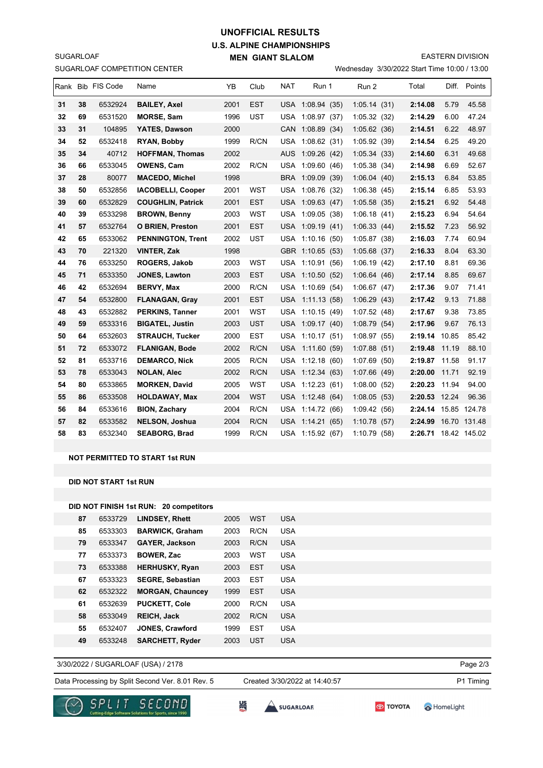# UNOFFICIAL RESULTS
## U.S. ALPINE CHAMPIONSHIPS
### MEN GIANT SLALOM

SUGARLOAF
SUGARLOAF COMPETITION CENTER

EASTERN DIVISION
Wednesday 3/30/2022 Start Time 10:00 / 13:00

| Rank | Bib | FIS Code | Name | YB | Club | NAT | Run 1 | Run 2 | Total | Diff. | Points |
|---|---|---|---|---|---|---|---|---|---|---|---|
| 31 | 38 | 6532924 | BAILEY, Axel | 2001 | EST | USA | 1:08.94 (35) | 1:05.14 (31) | 2:14.08 | 5.79 | 45.58 |
| 32 | 69 | 6531520 | MORSE, Sam | 1996 | UST | USA | 1:08.97 (37) | 1:05.32 (32) | 2:14.29 | 6.00 | 47.24 |
| 33 | 31 | 104895 | YATES, Dawson | 2000 | | CAN | 1:08.89 (34) | 1:05.62 (36) | 2:14.51 | 6.22 | 48.97 |
| 34 | 52 | 6532418 | RYAN, Bobby | 1999 | R/CN | USA | 1:08.62 (31) | 1:05.92 (39) | 2:14.54 | 6.25 | 49.20 |
| 35 | 34 | 40712 | HOFFMAN, Thomas | 2002 | | AUS | 1:09.26 (42) | 1:05.34 (33) | 2:14.60 | 6.31 | 49.68 |
| 36 | 66 | 6533045 | OWENS, Cam | 2002 | R/CN | USA | 1:09.60 (46) | 1:05.38 (34) | 2:14.98 | 6.69 | 52.67 |
| 37 | 28 | 80077 | MACEDO, Michel | 1998 | | BRA | 1:09.09 (39) | 1:06.04 (40) | 2:15.13 | 6.84 | 53.85 |
| 38 | 50 | 6532856 | IACOBELLI, Cooper | 2001 | WST | USA | 1:08.76 (32) | 1:06.38 (45) | 2:15.14 | 6.85 | 53.93 |
| 39 | 60 | 6532829 | COUGHLIN, Patrick | 2001 | EST | USA | 1:09.63 (47) | 1:05.58 (35) | 2:15.21 | 6.92 | 54.48 |
| 40 | 39 | 6533298 | BROWN, Benny | 2003 | WST | USA | 1:09.05 (38) | 1:06.18 (41) | 2:15.23 | 6.94 | 54.64 |
| 41 | 57 | 6532764 | O BRIEN, Preston | 2001 | EST | USA | 1:09.19 (41) | 1:06.33 (44) | 2:15.52 | 7.23 | 56.92 |
| 42 | 65 | 6533062 | PENNINGTON, Trent | 2002 | UST | USA | 1:10.16 (50) | 1:05.87 (38) | 2:16.03 | 7.74 | 60.94 |
| 43 | 70 | 221320 | VINTER, Zak | 1998 | | GBR | 1:10.65 (53) | 1:05.68 (37) | 2:16.33 | 8.04 | 63.30 |
| 44 | 76 | 6533250 | ROGERS, Jakob | 2003 | WST | USA | 1:10.91 (56) | 1:06.19 (42) | 2:17.10 | 8.81 | 69.36 |
| 45 | 71 | 6533350 | JONES, Lawton | 2003 | EST | USA | 1:10.50 (52) | 1:06.64 (46) | 2:17.14 | 8.85 | 69.67 |
| 46 | 42 | 6532694 | BERVY, Max | 2000 | R/CN | USA | 1:10.69 (54) | 1:06.67 (47) | 2:17.36 | 9.07 | 71.41 |
| 47 | 54 | 6532800 | FLANAGAN, Gray | 2001 | EST | USA | 1:11.13 (58) | 1:06.29 (43) | 2:17.42 | 9.13 | 71.88 |
| 48 | 43 | 6532882 | PERKINS, Tanner | 2001 | WST | USA | 1:10.15 (49) | 1:07.52 (48) | 2:17.67 | 9.38 | 73.85 |
| 49 | 59 | 6533316 | BIGATEL, Justin | 2003 | UST | USA | 1:09.17 (40) | 1:08.79 (54) | 2:17.96 | 9.67 | 76.13 |
| 50 | 64 | 6532603 | STRAUCH, Tucker | 2000 | EST | USA | 1:10.17 (51) | 1:08.97 (55) | 2:19.14 | 10.85 | 85.42 |
| 51 | 72 | 6533072 | FLANIGAN, Bode | 2002 | R/CN | USA | 1:11.60 (59) | 1:07.88 (51) | 2:19.48 | 11.19 | 88.10 |
| 52 | 81 | 6533716 | DEMARCO, Nick | 2005 | R/CN | USA | 1:12.18 (60) | 1:07.69 (50) | 2:19.87 | 11.58 | 91.17 |
| 53 | 78 | 6533043 | NOLAN, Alec | 2002 | R/CN | USA | 1:12.34 (63) | 1:07.66 (49) | 2:20.00 | 11.71 | 92.19 |
| 54 | 80 | 6533865 | MORKEN, David | 2005 | WST | USA | 1:12.23 (61) | 1:08.00 (52) | 2:20.23 | 11.94 | 94.00 |
| 55 | 86 | 6533508 | HOLDAWAY, Max | 2004 | WST | USA | 1:12.48 (64) | 1:08.05 (53) | 2:20.53 | 12.24 | 96.36 |
| 56 | 84 | 6533616 | BION, Zachary | 2004 | R/CN | USA | 1:14.72 (66) | 1:09.42 (56) | 2:24.14 | 15.85 | 124.78 |
| 57 | 82 | 6533582 | NELSON, Joshua | 2004 | R/CN | USA | 1:14.21 (65) | 1:10.78 (57) | 2:24.99 | 16.70 | 131.48 |
| 58 | 83 | 6532340 | SEABORG, Brad | 1999 | R/CN | USA | 1:15.92 (67) | 1:10.79 (58) | 2:26.71 | 18.42 | 145.02 |

**NOT PERMITTED TO START 1st RUN**

**DID NOT START 1st RUN**

**DID NOT FINISH 1st RUN: 20 competitors**

| Bib | FIS Code | Name | YB | Club | NAT |
|---|---|---|---|---|---|
| 87 | 6533729 | LINDSEY, Rhett | 2005 | WST | USA |
| 85 | 6533303 | BARWICK, Graham | 2003 | R/CN | USA |
| 79 | 6533347 | GAYER, Jackson | 2003 | R/CN | USA |
| 77 | 6533373 | BOWER, Zac | 2003 | WST | USA |
| 73 | 6533388 | HERHUSKY, Ryan | 2003 | EST | USA |
| 67 | 6533323 | SEGRE, Sebastian | 2003 | EST | USA |
| 62 | 6532322 | MORGAN, Chauncey | 1999 | EST | USA |
| 61 | 6532639 | PUCKETT, Cole | 2000 | R/CN | USA |
| 58 | 6533049 | REICH, Jack | 2002 | R/CN | USA |
| 55 | 6532407 | JONES, Crawford | 1999 | EST | USA |
| 49 | 6533248 | SARCHETT, Ryder | 2003 | UST | USA |

3/30/2022 / SUGARLOAF (USA) / 2178

Data Processing by Split Second Ver. 8.01 Rev. 5 — Created 3/30/2022 at 14:40:57 — P1 Timing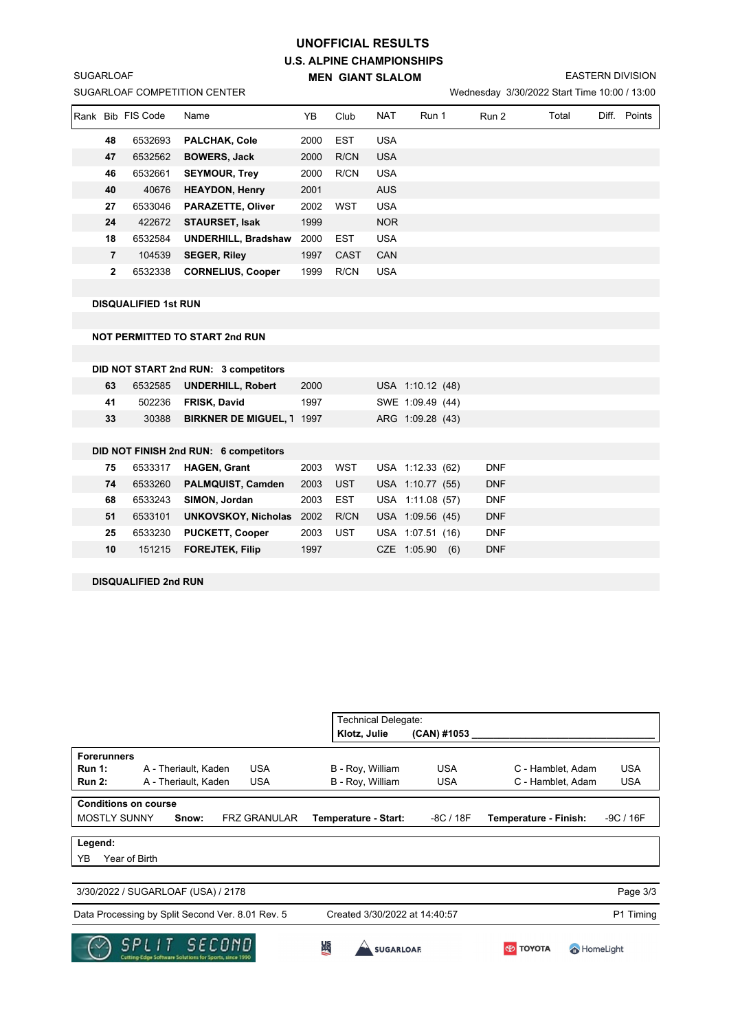# UNOFFICIAL RESULTS
## U.S. ALPINE CHAMPIONSHIPS
### MEN GIANT SLALOM

SUGARLOAF — EASTERN DIVISION

SUGARLOAF COMPETITION CENTER — Wednesday 3/30/2022 Start Time 10:00 / 13:00

| Rank | Bib | FIS Code | Name | YB | Club | NAT | Run 1 | Run 2 | Total | Diff. | Points |
|---|---|---|---|---|---|---|---|---|---|---|---|
| | 48 | 6532693 | **PALCHAK, Cole** | 2000 | EST | USA | | | | | |
| | 47 | 6532562 | **BOWERS, Jack** | 2000 | R/CN | USA | | | | | |
| | 46 | 6532661 | **SEYMOUR, Trey** | 2000 | R/CN | USA | | | | | |
| | 40 | 40676 | **HEAYDON, Henry** | 2001 | | AUS | | | | | |
| | 27 | 6533046 | **PARAZETTE, Oliver** | 2002 | WST | USA | | | | | |
| | 24 | 422672 | **STAURSET, Isak** | 1999 | | NOR | | | | | |
| | 18 | 6532584 | **UNDERHILL, Bradshaw** | 2000 | EST | USA | | | | | |
| | 7 | 104539 | **SEGER, Riley** | 1997 | CAST | CAN | | | | | |
| | 2 | 6532338 | **CORNELIUS, Cooper** | 1999 | R/CN | USA | | | | | |
| **DISQUALIFIED 1st RUN** | | | | | | | | | | | |
| **NOT PERMITTED TO START 2nd RUN** | | | | | | | | | | | |
| **DID NOT START 2nd RUN: 3 competitors** | | | | | | | | | | | |
| | 63 | 6532585 | **UNDERHILL, Robert** | 2000 | | USA | 1:10.12 (48) | | | | |
| | 41 | 502236 | **FRISK, David** | 1997 | | SWE | 1:09.49 (44) | | | | |
| | 33 | 30388 | **BIRKNER DE MIGUEL, T** | 1997 | | ARG | 1:09.28 (43) | | | | |
| **DID NOT FINISH 2nd RUN: 6 competitors** | | | | | | | | | | | |
| | 75 | 6533317 | **HAGEN, Grant** | 2003 | WST | USA | 1:12.33 (62) | DNF | | | |
| | 74 | 6533260 | **PALMQUIST, Camden** | 2003 | UST | USA | 1:10.77 (55) | DNF | | | |
| | 68 | 6533243 | **SIMON, Jordan** | 2003 | EST | USA | 1:11.08 (57) | DNF | | | |
| | 51 | 6533101 | **UNKOVSKOY, Nicholas** | 2002 | R/CN | USA | 1:09.56 (45) | DNF | | | |
| | 25 | 6533230 | **PUCKETT, Cooper** | 2003 | UST | USA | 1:07.51 (16) | DNF | | | |
| | 10 | 151215 | **FOREJTEK, Filip** | 1997 | | CZE | 1:05.90 (6) | DNF | | | |
| **DISQUALIFIED 2nd RUN** | | | | | | | | | | | |

Technical Delegate:
**Klotz, Julie (CAN) #1053**

**Forerunners**

| | | | | | | |
|---|---|---|---|---|---|---|
| **Run 1:** | A - Theriault, Kaden | USA | B - Roy, William | USA | C - Hamblet, Adam | USA |
| **Run 2:** | A - Theriault, Kaden | USA | B - Roy, William | USA | C - Hamblet, Adam | USA |

**Conditions on course**
MOSTLY SUNNY **Snow:** FRZ GRANULAR **Temperature - Start:** -8C / 18F **Temperature - Finish:** -9C / 16F

**Legend:**
YB Year of Birth

3/30/2022 / SUGARLOAF (USA) / 2178

Data Processing by Split Second Ver. 8.01 Rev. 5 — Created 3/30/2022 at 14:40:57 — P1 Timing